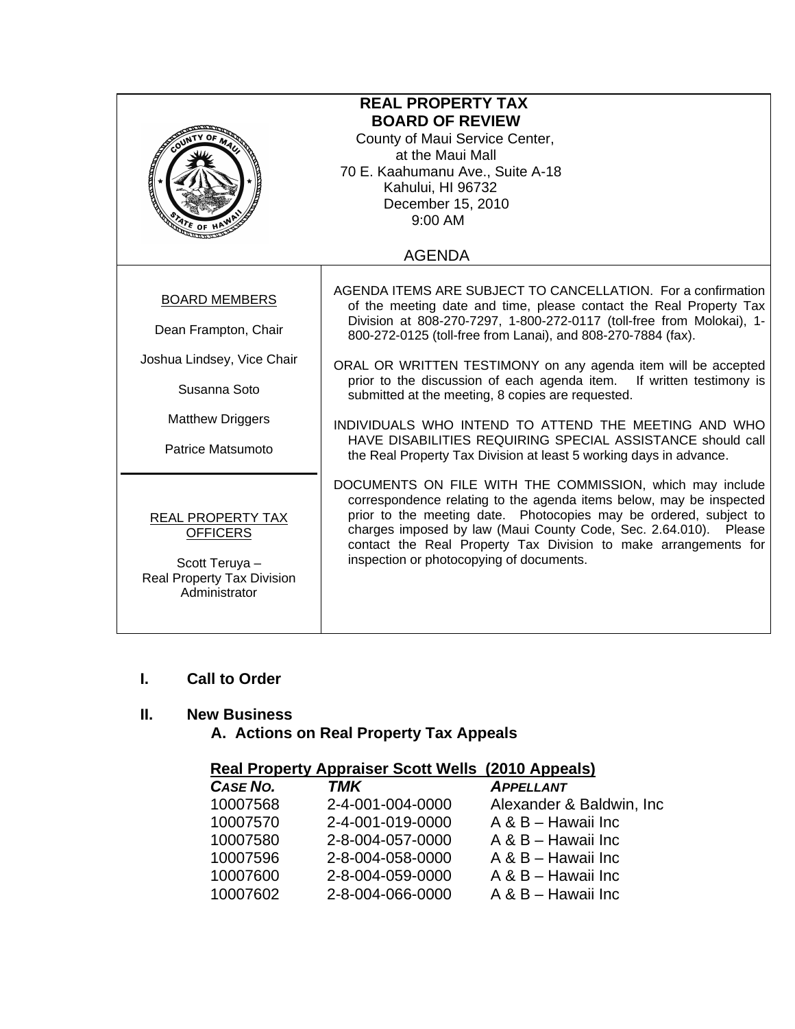# REAL PROPERTY TAX BOARD OF REVIEW

County of Maui Service Center,
at the Maui Mall
70 E. Kaahumanu Ave., Suite A-18
Kahului, HI 96732
December 15, 2010
9:00 AM

## AGENDA

**BOARD MEMBERS**

Dean Frampton, Chair

Joshua Lindsey, Vice Chair

Susanna Soto

Matthew Driggers

Patrice Matsumoto

**REAL PROPERTY TAX OFFICERS**

Scott Teruya – Real Property Tax Division Administrator

AGENDA ITEMS ARE SUBJECT TO CANCELLATION. For a confirmation of the meeting date and time, please contact the Real Property Tax Division at 808-270-7297, 1-800-272-0117 (toll-free from Molokai), 1-800-272-0125 (toll-free from Lanai), and 808-270-7884 (fax).

ORAL OR WRITTEN TESTIMONY on any agenda item will be accepted prior to the discussion of each agenda item. If written testimony is submitted at the meeting, 8 copies are requested.

INDIVIDUALS WHO INTEND TO ATTEND THE MEETING AND WHO HAVE DISABILITIES REQUIRING SPECIAL ASSISTANCE should call the Real Property Tax Division at least 5 working days in advance.

DOCUMENTS ON FILE WITH THE COMMISSION, which may include correspondence relating to the agenda items below, may be inspected prior to the meeting date. Photocopies may be ordered, subject to charges imposed by law (Maui County Code, Sec. 2.64.010). Please contact the Real Property Tax Division to make arrangements for inspection or photocopying of documents.

## I. Call to Order

## II. New Business

### A. Actions on Real Property Tax Appeals

**Real Property Appraiser Scott Wells (2010 Appeals)**

| *CASE NO.* | *TMK* | *APPELLANT* |
|---|---|---|
| 10007568 | 2-4-001-004-0000 | Alexander & Baldwin, Inc |
| 10007570 | 2-4-001-019-0000 | A & B – Hawaii Inc |
| 10007580 | 2-8-004-057-0000 | A & B – Hawaii Inc |
| 10007596 | 2-8-004-058-0000 | A & B – Hawaii Inc |
| 10007600 | 2-8-004-059-0000 | A & B – Hawaii Inc |
| 10007602 | 2-8-004-066-0000 | A & B – Hawaii Inc |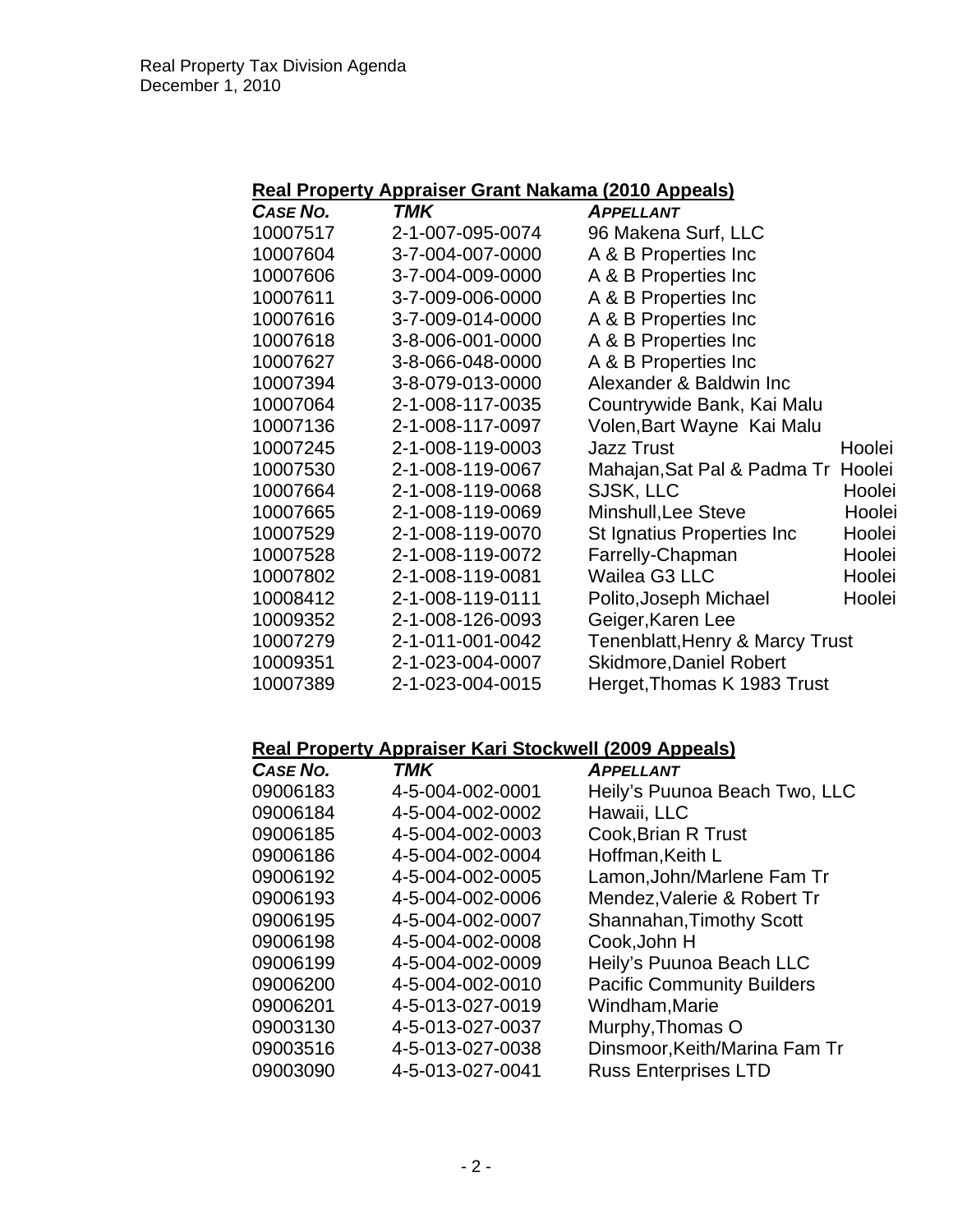Real Property Tax Division Agenda
December 1, 2010

**Real Property Appraiser Grant Nakama (2010 Appeals)**

| *CASE NO.* | *TMK* | *APPELLANT* | |
|---|---|---|---|
| 10007517 | 2-1-007-095-0074 | 96 Makena Surf, LLC | |
| 10007604 | 3-7-004-007-0000 | A & B Properties Inc | |
| 10007606 | 3-7-004-009-0000 | A & B Properties Inc | |
| 10007611 | 3-7-009-006-0000 | A & B Properties Inc | |
| 10007616 | 3-7-009-014-0000 | A & B Properties Inc | |
| 10007618 | 3-8-006-001-0000 | A & B Properties Inc | |
| 10007627 | 3-8-066-048-0000 | A & B Properties Inc | |
| 10007394 | 3-8-079-013-0000 | Alexander & Baldwin Inc | |
| 10007064 | 2-1-008-117-0035 | Countrywide Bank, Kai Malu | |
| 10007136 | 2-1-008-117-0097 | Volen,Bart Wayne Kai Malu | |
| 10007245 | 2-1-008-119-0003 | Jazz Trust | Hoolei |
| 10007530 | 2-1-008-119-0067 | Mahajan,Sat Pal & Padma Tr | Hoolei |
| 10007664 | 2-1-008-119-0068 | SJSK, LLC | Hoolei |
| 10007665 | 2-1-008-119-0069 | Minshull,Lee Steve | Hoolei |
| 10007529 | 2-1-008-119-0070 | St Ignatius Properties Inc | Hoolei |
| 10007528 | 2-1-008-119-0072 | Farrelly-Chapman | Hoolei |
| 10007802 | 2-1-008-119-0081 | Wailea G3 LLC | Hoolei |
| 10008412 | 2-1-008-119-0111 | Polito,Joseph Michael | Hoolei |
| 10009352 | 2-1-008-126-0093 | Geiger,Karen Lee | |
| 10007279 | 2-1-011-001-0042 | Tenenblatt,Henry & Marcy Trust | |
| 10009351 | 2-1-023-004-0007 | Skidmore,Daniel Robert | |
| 10007389 | 2-1-023-004-0015 | Herget,Thomas K 1983 Trust | |

**Real Property Appraiser Kari Stockwell (2009 Appeals)**

| *CASE NO.* | *TMK* | *APPELLANT* |
|---|---|---|
| 09006183 | 4-5-004-002-0001 | Heily's Puunoa Beach Two, LLC |
| 09006184 | 4-5-004-002-0002 | Hawaii, LLC |
| 09006185 | 4-5-004-002-0003 | Cook,Brian R Trust |
| 09006186 | 4-5-004-002-0004 | Hoffman,Keith L |
| 09006192 | 4-5-004-002-0005 | Lamon,John/Marlene Fam Tr |
| 09006193 | 4-5-004-002-0006 | Mendez,Valerie & Robert Tr |
| 09006195 | 4-5-004-002-0007 | Shannahan,Timothy Scott |
| 09006198 | 4-5-004-002-0008 | Cook,John H |
| 09006199 | 4-5-004-002-0009 | Heily's Puunoa Beach LLC |
| 09006200 | 4-5-004-002-0010 | Pacific Community Builders |
| 09006201 | 4-5-013-027-0019 | Windham,Marie |
| 09003130 | 4-5-013-027-0037 | Murphy,Thomas O |
| 09003516 | 4-5-013-027-0038 | Dinsmoor,Keith/Marina Fam Tr |
| 09003090 | 4-5-013-027-0041 | Russ Enterprises LTD |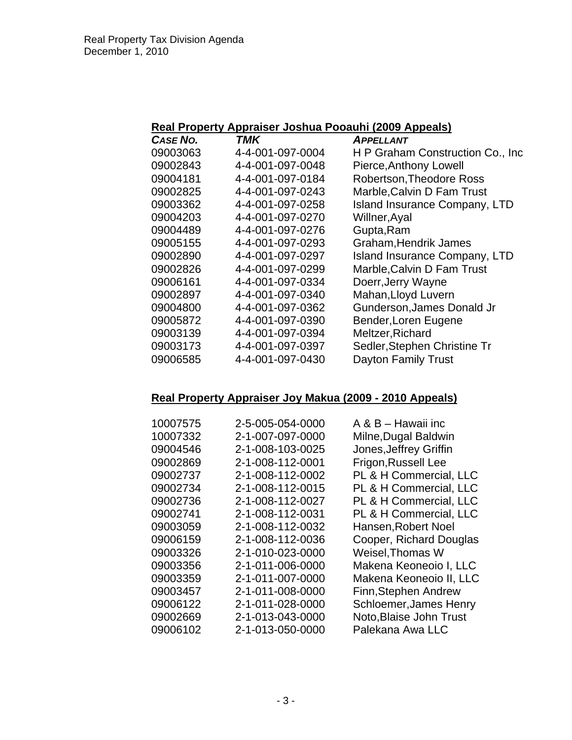### Real Property Appraiser Joshua Pooauhi (2009 Appeals)

| *CASE NO.* | *TMK* | *APPELLANT* |
|---|---|---|
| 09003063 | 4-4-001-097-0004 | H P Graham Construction Co., Inc |
| 09002843 | 4-4-001-097-0048 | Pierce,Anthony Lowell |
| 09004181 | 4-4-001-097-0184 | Robertson,Theodore Ross |
| 09002825 | 4-4-001-097-0243 | Marble,Calvin D Fam Trust |
| 09003362 | 4-4-001-097-0258 | Island Insurance Company, LTD |
| 09004203 | 4-4-001-097-0270 | Willner,Ayal |
| 09004489 | 4-4-001-097-0276 | Gupta,Ram |
| 09005155 | 4-4-001-097-0293 | Graham,Hendrik James |
| 09002890 | 4-4-001-097-0297 | Island Insurance Company, LTD |
| 09002826 | 4-4-001-097-0299 | Marble,Calvin D Fam Trust |
| 09006161 | 4-4-001-097-0334 | Doerr,Jerry Wayne |
| 09002897 | 4-4-001-097-0340 | Mahan,Lloyd Luvern |
| 09004800 | 4-4-001-097-0362 | Gunderson,James Donald Jr |
| 09005872 | 4-4-001-097-0390 | Bender,Loren Eugene |
| 09003139 | 4-4-001-097-0394 | Meltzer,Richard |
| 09003173 | 4-4-001-097-0397 | Sedler,Stephen Christine Tr |
| 09006585 | 4-4-001-097-0430 | Dayton Family Trust |

### Real Property Appraiser Joy Makua (2009 - 2010 Appeals)

| *CASE NO.* | *TMK* | *APPELLANT* |
|---|---|---|
| 10007575 | 2-5-005-054-0000 | A & B – Hawaii inc |
| 10007332 | 2-1-007-097-0000 | Milne,Dugal Baldwin |
| 09004546 | 2-1-008-103-0025 | Jones,Jeffrey Griffin |
| 09002869 | 2-1-008-112-0001 | Frigon,Russell Lee |
| 09002737 | 2-1-008-112-0002 | PL & H Commercial, LLC |
| 09002734 | 2-1-008-112-0015 | PL & H Commercial, LLC |
| 09002736 | 2-1-008-112-0027 | PL & H Commercial, LLC |
| 09002741 | 2-1-008-112-0031 | PL & H Commercial, LLC |
| 09003059 | 2-1-008-112-0032 | Hansen,Robert Noel |
| 09006159 | 2-1-008-112-0036 | Cooper, Richard Douglas |
| 09003326 | 2-1-010-023-0000 | Weisel,Thomas W |
| 09003356 | 2-1-011-006-0000 | Makena Keoneoio I, LLC |
| 09003359 | 2-1-011-007-0000 | Makena Keoneoio II, LLC |
| 09003457 | 2-1-011-008-0000 | Finn,Stephen Andrew |
| 09006122 | 2-1-011-028-0000 | Schloemer,James Henry |
| 09002669 | 2-1-013-043-0000 | Noto,Blaise John Trust |
| 09006102 | 2-1-013-050-0000 | Palekana Awa LLC |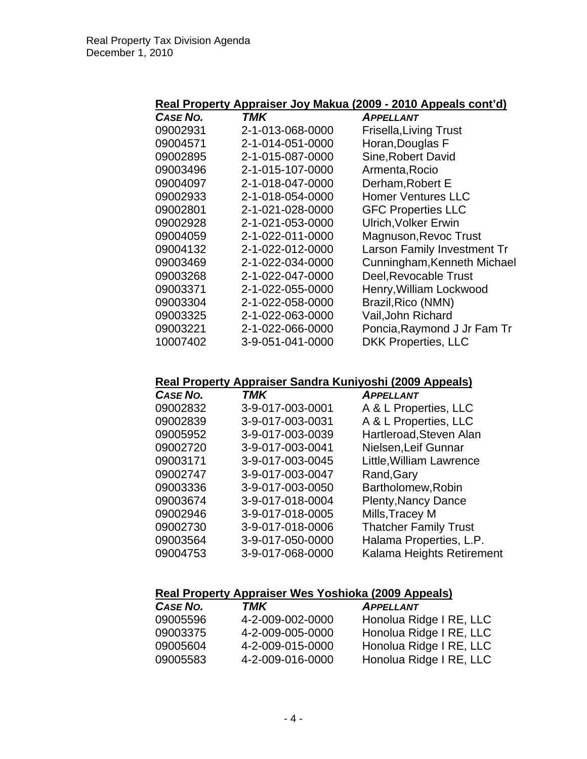## Real Property Appraiser Joy Makua (2009 - 2010 Appeals cont'd)

| CASE NO. | TMK | APPELLANT |
|---|---|---|
| 09002931 | 2-1-013-068-0000 | Frisella,Living Trust |
| 09004571 | 2-1-014-051-0000 | Horan,Douglas F |
| 09002895 | 2-1-015-087-0000 | Sine,Robert David |
| 09003496 | 2-1-015-107-0000 | Armenta,Rocio |
| 09004097 | 2-1-018-047-0000 | Derham,Robert E |
| 09002933 | 2-1-018-054-0000 | Homer Ventures LLC |
| 09002801 | 2-1-021-028-0000 | GFC Properties LLC |
| 09002928 | 2-1-021-053-0000 | Ulrich,Volker Erwin |
| 09004059 | 2-1-022-011-0000 | Magnuson,Revoc Trust |
| 09004132 | 2-1-022-012-0000 | Larson Family Investment Tr |
| 09003469 | 2-1-022-034-0000 | Cunningham,Kenneth Michael |
| 09003268 | 2-1-022-047-0000 | Deel,Revocable Trust |
| 09003371 | 2-1-022-055-0000 | Henry,William Lockwood |
| 09003304 | 2-1-022-058-0000 | Brazil,Rico (NMN) |
| 09003325 | 2-1-022-063-0000 | Vail,John Richard |
| 09003221 | 2-1-022-066-0000 | Poncia,Raymond J Jr Fam Tr |
| 10007402 | 3-9-051-041-0000 | DKK Properties, LLC |

## Real Property Appraiser Sandra Kuniyoshi (2009 Appeals)

| CASE NO. | TMK | APPELLANT |
|---|---|---|
| 09002832 | 3-9-017-003-0001 | A & L Properties, LLC |
| 09002839 | 3-9-017-003-0031 | A & L Properties, LLC |
| 09005952 | 3-9-017-003-0039 | Hartleroad,Steven Alan |
| 09002720 | 3-9-017-003-0041 | Nielsen,Leif Gunnar |
| 09003171 | 3-9-017-003-0045 | Little,William Lawrence |
| 09002747 | 3-9-017-003-0047 | Rand,Gary |
| 09003336 | 3-9-017-003-0050 | Bartholomew,Robin |
| 09003674 | 3-9-017-018-0004 | Plenty,Nancy Dance |
| 09002946 | 3-9-017-018-0005 | Mills,Tracey M |
| 09002730 | 3-9-017-018-0006 | Thatcher Family Trust |
| 09003564 | 3-9-017-050-0000 | Halama Properties, L.P. |
| 09004753 | 3-9-017-068-0000 | Kalama Heights Retirement |

## Real Property Appraiser Wes Yoshioka (2009 Appeals)

| CASE NO. | TMK | APPELLANT |
|---|---|---|
| 09005596 | 4-2-009-002-0000 | Honolua Ridge I RE, LLC |
| 09003375 | 4-2-009-005-0000 | Honolua Ridge I RE, LLC |
| 09005604 | 4-2-009-015-0000 | Honolua Ridge I RE, LLC |
| 09005583 | 4-2-009-016-0000 | Honolua Ridge I RE, LLC |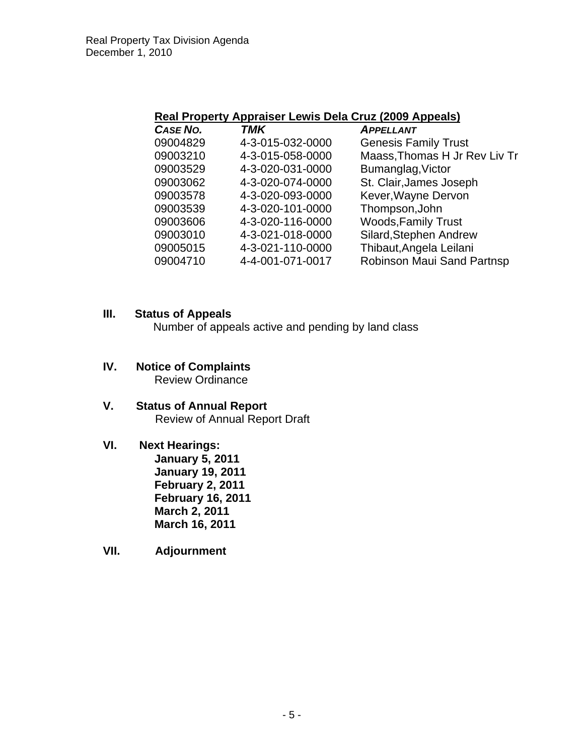**Real Property Appraiser Lewis Dela Cruz (2009 Appeals)**

| *CASE NO.* | *TMK* | *APPELLANT* |
|---|---|---|
| 09004829 | 4-3-015-032-0000 | Genesis Family Trust |
| 09003210 | 4-3-015-058-0000 | Maass,Thomas H Jr Rev Liv Tr |
| 09003529 | 4-3-020-031-0000 | Bumanglag,Victor |
| 09003062 | 4-3-020-074-0000 | St. Clair,James Joseph |
| 09003578 | 4-3-020-093-0000 | Kever,Wayne Dervon |
| 09003539 | 4-3-020-101-0000 | Thompson,John |
| 09003606 | 4-3-020-116-0000 | Woods,Family Trust |
| 09003010 | 4-3-021-018-0000 | Silard,Stephen Andrew |
| 09005015 | 4-3-021-110-0000 | Thibaut,Angela Leilani |
| 09004710 | 4-4-001-071-0017 | Robinson Maui Sand Partnsp |

**III. Status of Appeals**

Number of appeals active and pending by land class

**IV. Notice of Complaints**

Review Ordinance

**V. Status of Annual Report**

Review of Annual Report Draft

**VI. Next Hearings:**

**January 5, 2011**
**January 19, 2011**
**February 2, 2011**
**February 16, 2011**
**March 2, 2011**
**March 16, 2011**

**VII. Adjournment**